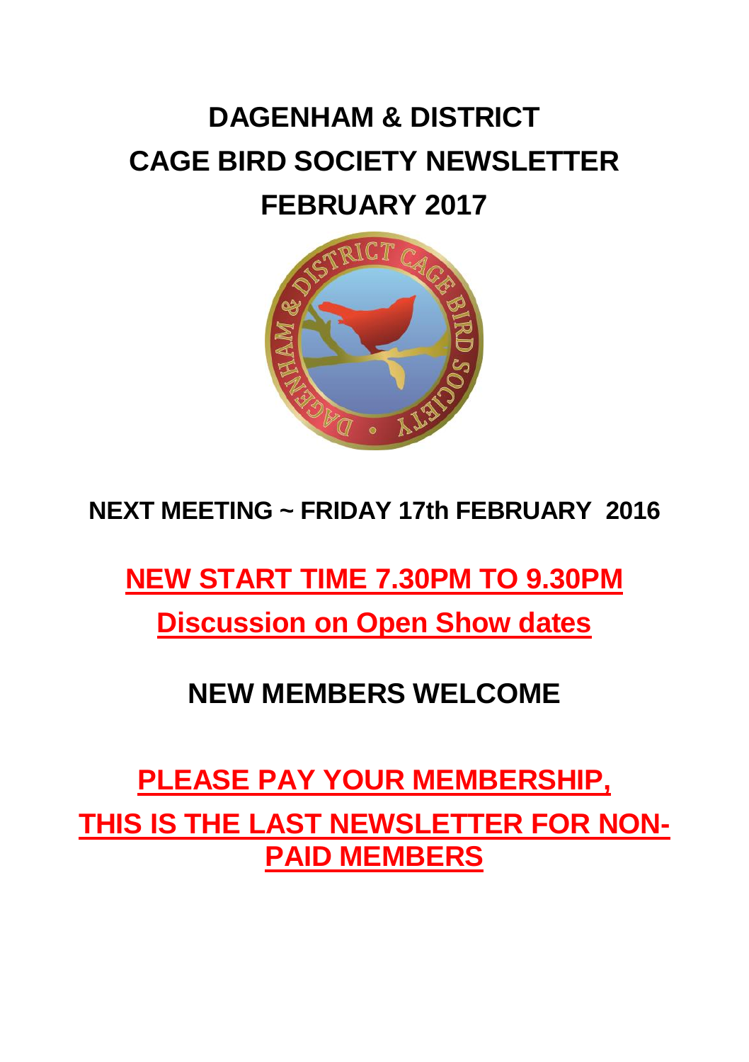# DAGENHAM & DISTRICT CAGE BIRD SOCIETY NEWSLETTER FEBRUARY 2017

## NEXT MEETING ~ FRIDAY 17th FEBRUARY 2016

## NEW START TIME 7.30PM TO 9.30PM

## Discussion on Open Show dates

## NEW MEMBERS WELCOME

## PLEASE PAY YOUR MEMBERSHIP, THIS IS THE LAST NEWSLETTER FOR NON-PAID MEMBERS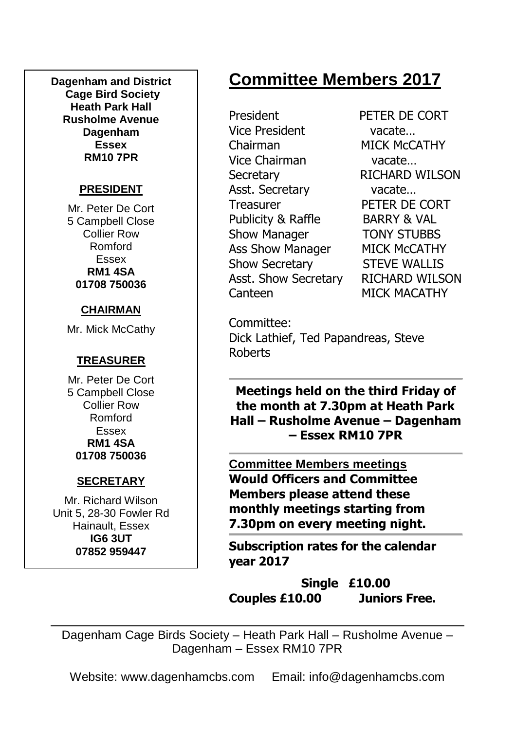**Dagenham and District Cage Bird Society**
**Heath Park Hall**
**Rusholme Avenue**
**Dagenham**
**Essex**
**RM10 7PR**

**PRESIDENT**

Mr. Peter De Cort
5 Campbell Close
Collier Row
Romford
Essex
**RM1 4SA**
**01708 750036**

**CHAIRMAN**

Mr. Mick McCathy

**TREASURER**

Mr. Peter De Cort
5 Campbell Close
Collier Row
Romford
Essex
**RM1 4SA**
**01708 750036**

**SECRETARY**

Mr. Richard Wilson
Unit 5, 28-30 Fowler Rd
Hainault, Essex
**IG6 3UT**
**07852 959447**

# Committee Members 2017

| | |
|---|---|
| President | PETER DE CORT |
| Vice President | vacate… |
| Chairman | MICK McCATHY |
| Vice Chairman | vacate… |
| Secretary | RICHARD WILSON |
| Asst. Secretary | vacate… |
| Treasurer | PETER DE CORT |
| Publicity & Raffle | BARRY & VAL |
| Show Manager | TONY STUBBS |
| Ass Show Manager | MICK McCATHY |
| Show Secretary | STEVE WALLIS |
| Asst. Show Secretary | RICHARD WILSON |
| Canteen | MICK MACATHY |

Committee:
Dick Lathief, Ted Papandreas, Steve Roberts

**Meetings held on the third Friday of the month at 7.30pm at Heath Park Hall – Rusholme Avenue – Dagenham – Essex RM10 7PR**

**Committee Members meetings**
**Would Officers and Committee Members please attend these monthly meetings starting from 7.30pm on every meeting night.**

**Subscription rates for the calendar year 2017**

**Single £10.00**
**Couples £10.00 Juniors Free.**

Dagenham Cage Birds Society – Heath Park Hall – Rusholme Avenue – Dagenham – Essex RM10 7PR

Website: www.dagenhamcbs.com Email: info@dagenhamcbs.com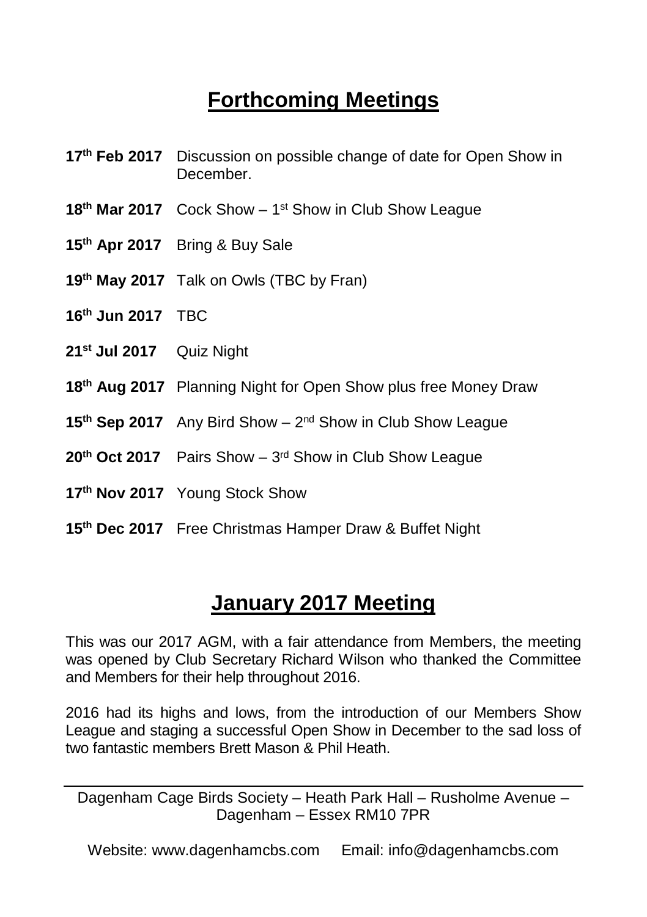## Forthcoming Meetings

**17th Feb 2017** Discussion on possible change of date for Open Show in December.

**18th Mar 2017** Cock Show – 1st Show in Club Show League

**15th Apr 2017** Bring & Buy Sale

**19th May 2017** Talk on Owls (TBC by Fran)

**16th Jun 2017** TBC

**21st Jul 2017** Quiz Night

**18th Aug 2017** Planning Night for Open Show plus free Money Draw

**15th Sep 2017** Any Bird Show – 2nd Show in Club Show League

**20th Oct 2017** Pairs Show – 3rd Show in Club Show League

**17th Nov 2017** Young Stock Show

**15th Dec 2017** Free Christmas Hamper Draw & Buffet Night

## January 2017 Meeting

This was our 2017 AGM, with a fair attendance from Members, the meeting was opened by Club Secretary Richard Wilson who thanked the Committee and Members for their help throughout 2016.

2016 had its highs and lows, from the introduction of our Members Show League and staging a successful Open Show in December to the sad loss of two fantastic members Brett Mason & Phil Heath.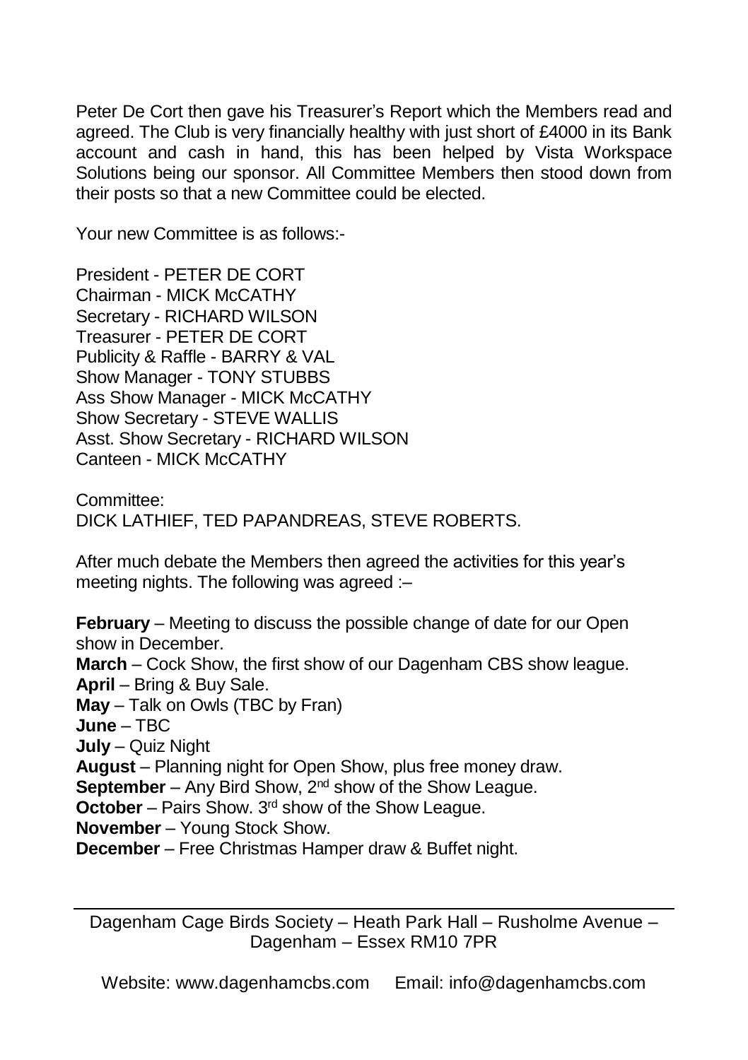Peter De Cort then gave his Treasurer's Report which the Members read and agreed. The Club is very financially healthy with just short of £4000 in its Bank account and cash in hand, this has been helped by Vista Workspace Solutions being our sponsor. All Committee Members then stood down from their posts so that a new Committee could be elected.

Your new Committee is as follows:-

President - PETER DE CORT
Chairman - MICK McCATHY
Secretary - RICHARD WILSON
Treasurer - PETER DE CORT
Publicity & Raffle - BARRY & VAL
Show Manager - TONY STUBBS
Ass Show Manager - MICK McCATHY
Show Secretary - STEVE WALLIS
Asst. Show Secretary - RICHARD WILSON
Canteen - MICK McCATHY

Committee:
DICK LATHIEF, TED PAPANDREAS, STEVE ROBERTS.

After much debate the Members then agreed the activities for this year's meeting nights. The following was agreed :–

**February** – Meeting to discuss the possible change of date for our Open show in December.
**March** – Cock Show, the first show of our Dagenham CBS show league.
**April** – Bring & Buy Sale.
**May** – Talk on Owls (TBC by Fran)
**June** – TBC
**July** – Quiz Night
**August** – Planning night for Open Show, plus free money draw.
**September** – Any Bird Show, 2nd show of the Show League.
**October** – Pairs Show. 3rd show of the Show League.
**November** – Young Stock Show.
**December** – Free Christmas Hamper draw & Buffet night.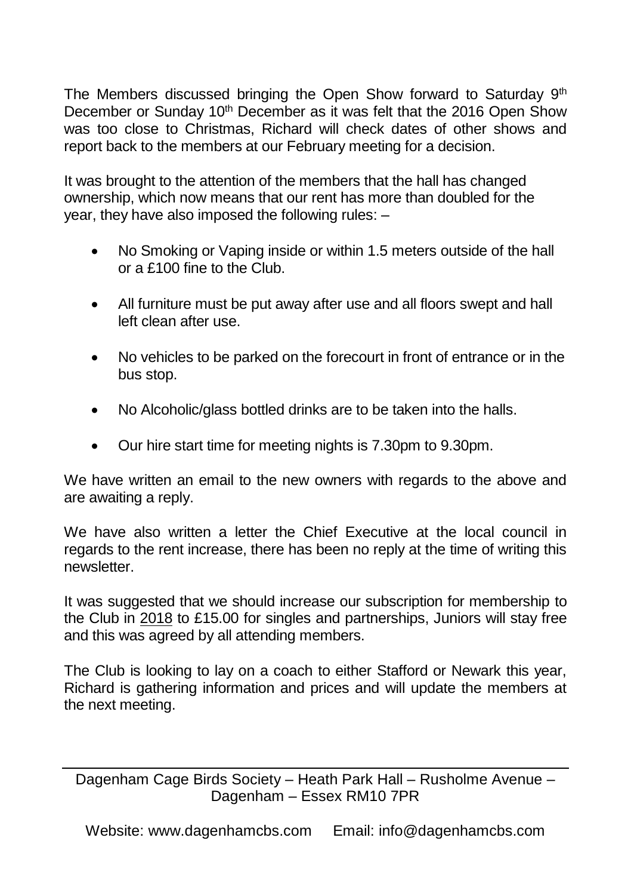The Members discussed bringing the Open Show forward to Saturday 9th December or Sunday 10th December as it was felt that the 2016 Open Show was too close to Christmas, Richard will check dates of other shows and report back to the members at our February meeting for a decision.

It was brought to the attention of the members that the hall has changed ownership, which now means that our rent has more than doubled for the year, they have also imposed the following rules: –

- No Smoking or Vaping inside or within 1.5 meters outside of the hall or a £100 fine to the Club.
- All furniture must be put away after use and all floors swept and hall left clean after use.
- No vehicles to be parked on the forecourt in front of entrance or in the bus stop.
- No Alcoholic/glass bottled drinks are to be taken into the halls.
- Our hire start time for meeting nights is 7.30pm to 9.30pm.

We have written an email to the new owners with regards to the above and are awaiting a reply.

We have also written a letter the Chief Executive at the local council in regards to the rent increase, there has been no reply at the time of writing this newsletter.

It was suggested that we should increase our subscription for membership to the Club in 2018 to £15.00 for singles and partnerships, Juniors will stay free and this was agreed by all attending members.

The Club is looking to lay on a coach to either Stafford or Newark this year, Richard is gathering information and prices and will update the members at the next meeting.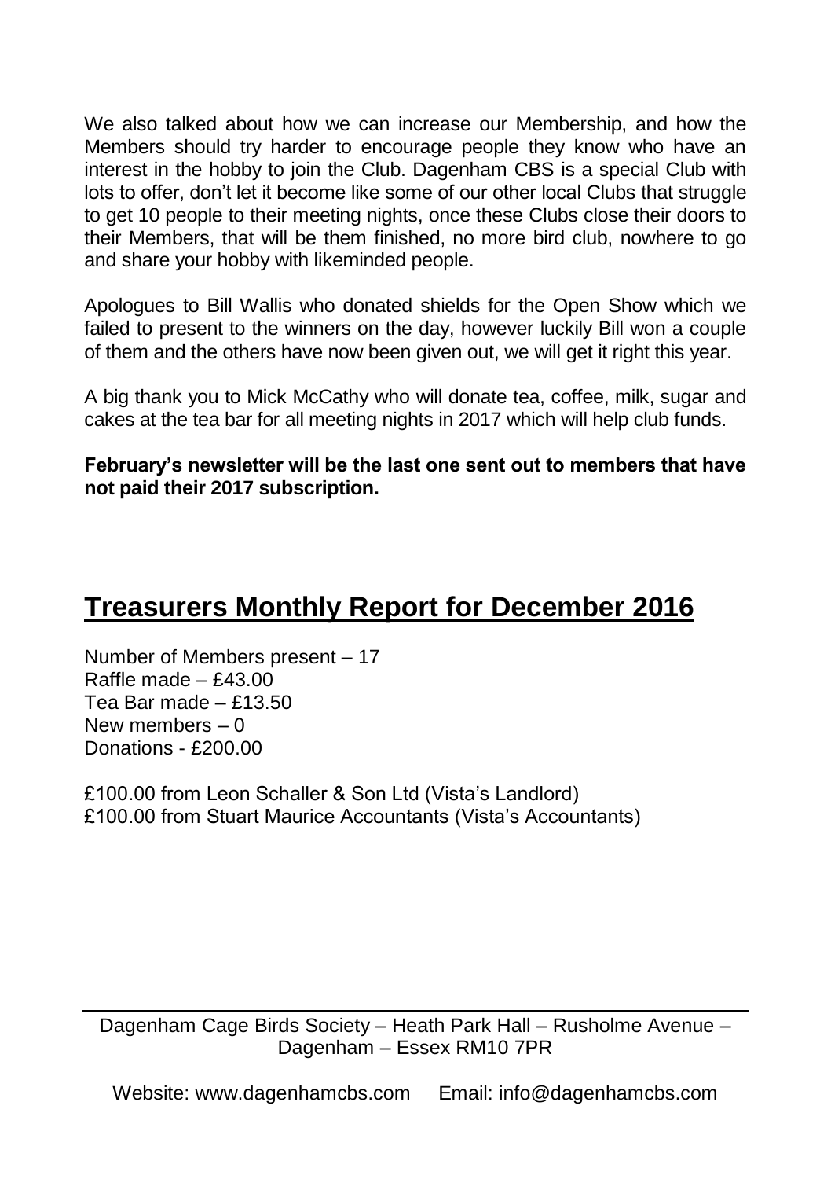We also talked about how we can increase our Membership, and how the Members should try harder to encourage people they know who have an interest in the hobby to join the Club. Dagenham CBS is a special Club with lots to offer, don't let it become like some of our other local Clubs that struggle to get 10 people to their meeting nights, once these Clubs close their doors to their Members, that will be them finished, no more bird club, nowhere to go and share your hobby with likeminded people.

Apologues to Bill Wallis who donated shields for the Open Show which we failed to present to the winners on the day, however luckily Bill won a couple of them and the others have now been given out, we will get it right this year.

A big thank you to Mick McCathy who will donate tea, coffee, milk, sugar and cakes at the tea bar for all meeting nights in 2017 which will help club funds.

**February's newsletter will be the last one sent out to members that have not paid their 2017 subscription.**

## Treasurers Monthly Report for December 2016

Number of Members present – 17
Raffle made – £43.00
Tea Bar made – £13.50
New members – 0
Donations - £200.00

£100.00 from Leon Schaller & Son Ltd (Vista's Landlord)
£100.00 from Stuart Maurice Accountants (Vista's Accountants)

Dagenham Cage Birds Society – Heath Park Hall – Rusholme Avenue – Dagenham – Essex RM10 7PR

Website: www.dagenhamcbs.com Email: info@dagenhamcbs.com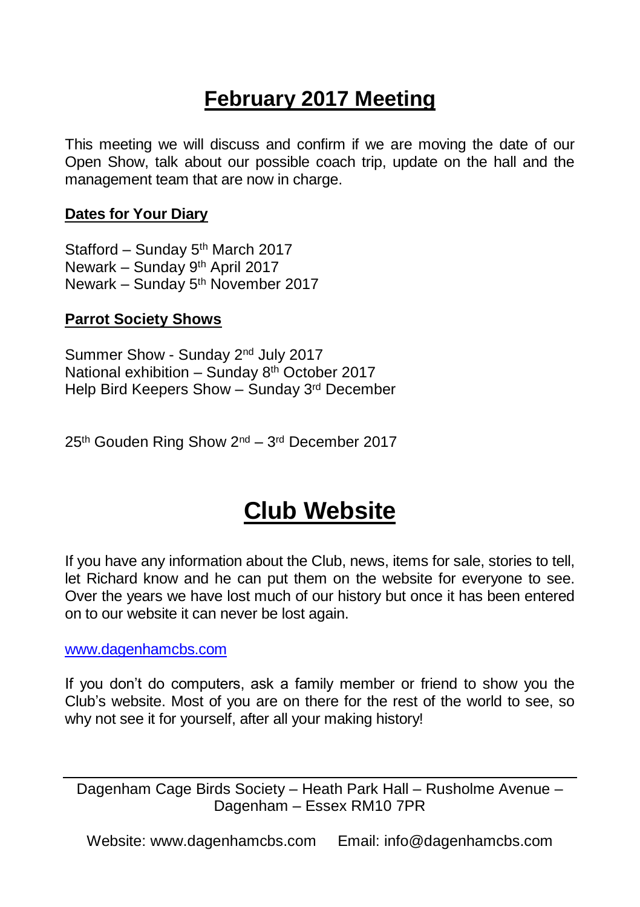# February 2017 Meeting

This meeting we will discuss and confirm if we are moving the date of our Open Show, talk about our possible coach trip, update on the hall and the management team that are now in charge.

**Dates for Your Diary**

Stafford – Sunday 5th March 2017
Newark – Sunday 9th April 2017
Newark – Sunday 5th November 2017

**Parrot Society Shows**

Summer Show - Sunday 2nd July 2017
National exhibition – Sunday 8th October 2017
Help Bird Keepers Show – Sunday 3rd December

25th Gouden Ring Show 2nd – 3rd December 2017

# Club Website

If you have any information about the Club, news, items for sale, stories to tell, let Richard know and he can put them on the website for everyone to see. Over the years we have lost much of our history but once it has been entered on to our website it can never be lost again.

www.dagenhamcbs.com

If you don't do computers, ask a family member or friend to show you the Club's website. Most of you are on there for the rest of the world to see, so why not see it for yourself, after all your making history!

Dagenham Cage Birds Society – Heath Park Hall – Rusholme Avenue – Dagenham – Essex RM10 7PR

Website: www.dagenhamcbs.com Email: info@dagenhamcbs.com